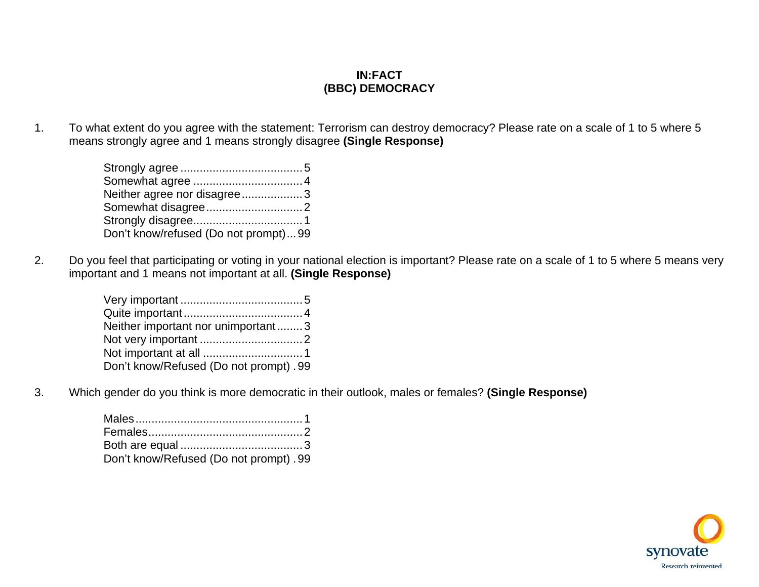**IN:FACT**
**(BBC) DEMOCRACY**

1. To what extent do you agree with the statement: Terrorism can destroy democracy? Please rate on a scale of 1 to 5 where 5 means strongly agree and 1 means strongly disagree **(Single Response)**

   Strongly agree ...................................... 5
   Somewhat agree .................................. 4
   Neither agree nor disagree ................... 3
   Somewhat disagree .............................. 2
   Strongly disagree.................................. 1
   Don't know/refused (Do not prompt) ... 99

2. Do you feel that participating or voting in your national election is important? Please rate on a scale of 1 to 5 where 5 means very important and 1 means not important at all. **(Single Response)**

   Very important ...................................... 5
   Quite important ..................................... 4
   Neither important nor unimportant ........ 3
   Not very important ................................ 2
   Not important at all ............................... 1
   Don't know/Refused (Do not prompt) . 99

3. Which gender do you think is more democratic in their outlook, males or females? **(Single Response)**

   Males .................................................... 1
   Females ................................................ 2
   Both are equal ...................................... 3
   Don't know/Refused (Do not prompt) . 99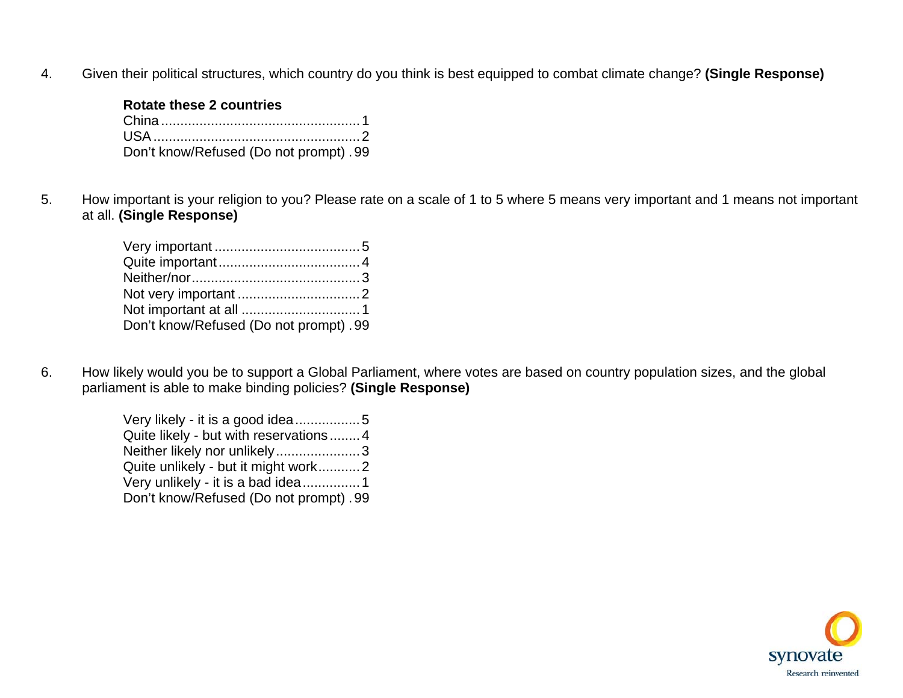4. Given their political structures, which country do you think is best equipped to combat climate change? **(Single Response)**

   **Rotate these 2 countries**

   China .................................................... 1
   USA ...................................................... 2
   Don't know/Refused (Do not prompt) . 99

5. How important is your religion to you? Please rate on a scale of 1 to 5 where 5 means very important and 1 means not important at all. **(Single Response)**

   Very important ...................................... 5
   Quite important ..................................... 4
   Neither/nor ............................................ 3
   Not very important ................................ 2
   Not important at all ............................... 1
   Don't know/Refused (Do not prompt) . 99

6. How likely would you be to support a Global Parliament, where votes are based on country population sizes, and the global parliament is able to make binding policies? **(Single Response)**

   Very likely - it is a good idea ................ 5
   Quite likely - but with reservations ........ 4
   Neither likely nor unlikely ...................... 3
   Quite unlikely - but it might work ........... 2
   Very unlikely - it is a bad idea ............... 1
   Don't know/Refused (Do not prompt) . 99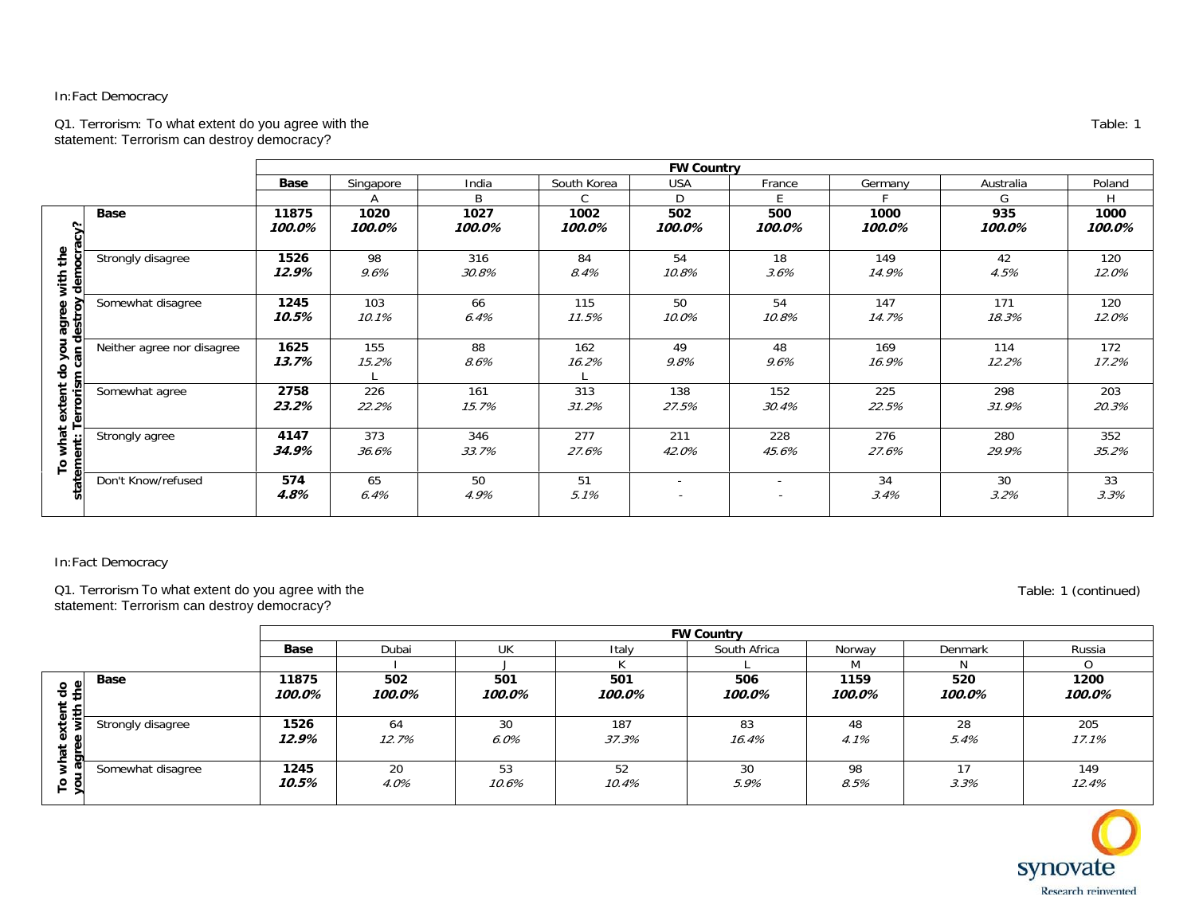In:Fact Democracy

Q1. Terrorism: To what extent do you agree with the statement: Terrorism can destroy democracy?

Table: 1

| | | FW Country | | | | | | | | |
|---|---|---|---|---|---|---|---|---|---|---|
| | | Base | Singapore | India | South Korea | USA | France | Germany | Australia | Poland |
| | | | A | B | C | D | E | F | G | H |
| To what extent do you agree with the statement: Terrorism can destroy democracy? | Base | **11875** ***100.0%*** | **1020** ***100.0%*** | **1027** ***100.0%*** | **1002** ***100.0%*** | **502** ***100.0%*** | **500** ***100.0%*** | **1000** ***100.0%*** | **935** ***100.0%*** | **1000** ***100.0%*** |
| | Strongly disagree | **1526** ***12.9%*** | 98 *9.6%* | 316 *30.8%* | 84 *8.4%* | 54 *10.8%* | 18 *3.6%* | 149 *14.9%* | 42 *4.5%* | 120 *12.0%* |
| | Somewhat disagree | **1245** ***10.5%*** | 103 *10.1%* | 66 *6.4%* | 115 *11.5%* | 50 *10.0%* | 54 *10.8%* | 147 *14.7%* | 171 *18.3%* | 120 *12.0%* |
| | Neither agree nor disagree | **1625** ***13.7%*** | 155 *15.2%* L | 88 *8.6%* | 162 *16.2%* L | 49 *9.8%* | 48 *9.6%* | 169 *16.9%* | 114 *12.2%* | 172 *17.2%* |
| | Somewhat agree | **2758** ***23.2%*** | 226 *22.2%* | 161 *15.7%* | 313 *31.2%* | 138 *27.5%* | 152 *30.4%* | 225 *22.5%* | 298 *31.9%* | 203 *20.3%* |
| | Strongly agree | **4147** ***34.9%*** | 373 *36.6%* | 346 *33.7%* | 277 *27.6%* | 211 *42.0%* | 228 *45.6%* | 276 *27.6%* | 280 *29.9%* | 352 *35.2%* |
| | Don't Know/refused | **574** ***4.8%*** | 65 *6.4%* | 50 *4.9%* | 51 *5.1%* | - - | - - | 34 *3.4%* | 30 *3.2%* | 33 *3.3%* |

In:Fact Democracy

Q1. Terrorism To what extent do you agree with the statement: Terrorism can destroy democracy?

Table: 1 (continued)

| | | FW Country | | | | | | | |
|---|---|---|---|---|---|---|---|---|---|
| | | Base | Dubai | UK | Italy | South Africa | Norway | Denmark | Russia |
| | | | I | J | K | L | M | N | O |
| To what extent do you agree with the | Base | **11875** ***100.0%*** | **502** ***100.0%*** | **501** ***100.0%*** | **501** ***100.0%*** | **506** ***100.0%*** | **1159** ***100.0%*** | **520** ***100.0%*** | **1200** ***100.0%*** |
| | Strongly disagree | **1526** ***12.9%*** | 64 *12.7%* | 30 *6.0%* | 187 *37.3%* | 83 *16.4%* | 48 *4.1%* | 28 *5.4%* | 205 *17.1%* |
| | Somewhat disagree | **1245** ***10.5%*** | 20 *4.0%* | 53 *10.6%* | 52 *10.4%* | 30 *5.9%* | 98 *8.5%* | 17 *3.3%* | 149 *12.4%* |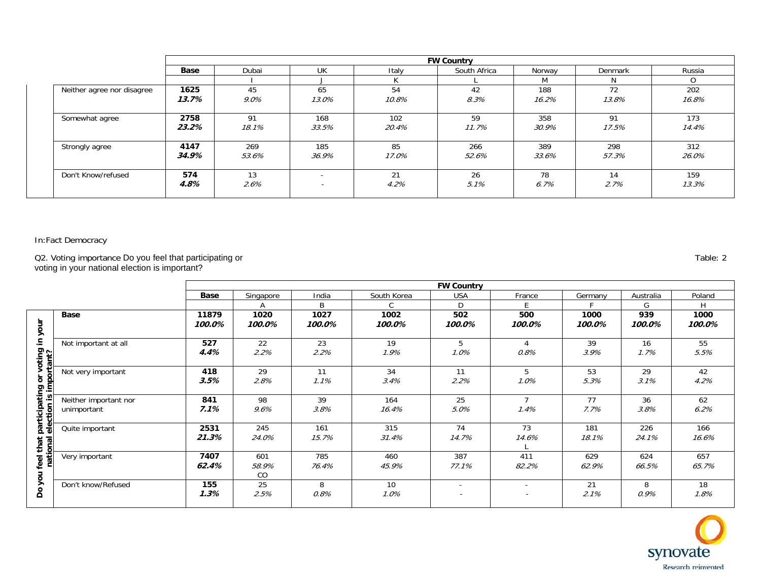| | | FW Country | | | | | | |
|---|---|---|---|---|---|---|---|---|
| | **Base** | Dubai | UK | Italy | South Africa | Norway | Denmark | Russia |
| | | I | J | K | L | M | N | O |
| Neither agree nor disagree | **1625** ***13.7%*** | 45 *9.0%* | 65 *13.0%* | 54 *10.8%* | 42 *8.3%* | 188 *16.2%* | 72 *13.8%* | 202 *16.8%* |
| Somewhat agree | **2758** ***23.2%*** | 91 *18.1%* | 168 *33.5%* | 102 *20.4%* | 59 *11.7%* | 358 *30.9%* | 91 *17.5%* | 173 *14.4%* |
| Strongly agree | **4147** ***34.9%*** | 269 *53.6%* | 185 *36.9%* | 85 *17.0%* | 266 *52.6%* | 389 *33.6%* | 298 *57.3%* | 312 *26.0%* |
| Don't Know/refused | **574** ***4.8%*** | 13 *2.6%* | - - | 21 *4.2%* | 26 *5.1%* | 78 *6.7%* | 14 *2.7%* | 159 *13.3%* |

In:Fact Democracy

Q2. Voting importance Do you feel that participating or voting in your national election is important?

Table: 2

| Do you feel that participating or voting in your national election is important? | | | FW Country | | | | | | | |
|---|---|---|---|---|---|---|---|---|---|---|
| | | **Base** | Singapore | India | South Korea | USA | France | Germany | Australia | Poland |
| | | | A | B | C | D | E | F | G | H |
| | **Base** | **11879** ***100.0%*** | **1020** ***100.0%*** | **1027** ***100.0%*** | **1002** ***100.0%*** | **502** ***100.0%*** | **500** ***100.0%*** | **1000** ***100.0%*** | **939** ***100.0%*** | **1000** ***100.0%*** |
| | Not important at all | **527** ***4.4%*** | 22 *2.2%* | 23 *2.2%* | 19 *1.9%* | 5 *1.0%* | 4 *0.8%* | 39 *3.9%* | 16 *1.7%* | 55 *5.5%* |
| | Not very important | **418** ***3.5%*** | 29 *2.8%* | 11 *1.1%* | 34 *3.4%* | 11 *2.2%* | 5 *1.0%* | 53 *5.3%* | 29 *3.1%* | 42 *4.2%* |
| | Neither important nor unimportant | **841** ***7.1%*** | 98 *9.6%* | 39 *3.8%* | 164 *16.4%* | 25 *5.0%* | 7 *1.4%* | 77 *7.7%* | 36 *3.8%* | 62 *6.2%* |
| | Quite important | **2531** ***21.3%*** | 245 *24.0%* | 161 *15.7%* | 315 *31.4%* | 74 *14.7%* | 73 *14.6%* L | 181 *18.1%* | 226 *24.1%* | 166 *16.6%* |
| | Very important | **7407** ***62.4%*** | 601 *58.9%* CO | 785 *76.4%* | 460 *45.9%* | 387 *77.1%* | 411 *82.2%* | 629 *62.9%* | 624 *66.5%* | 657 *65.7%* |
| | Don't know/Refused | **155** ***1.3%*** | 25 *2.5%* | 8 *0.8%* | 10 *1.0%* | - - | - - | 21 *2.1%* | 8 *0.9%* | 18 *1.8%* |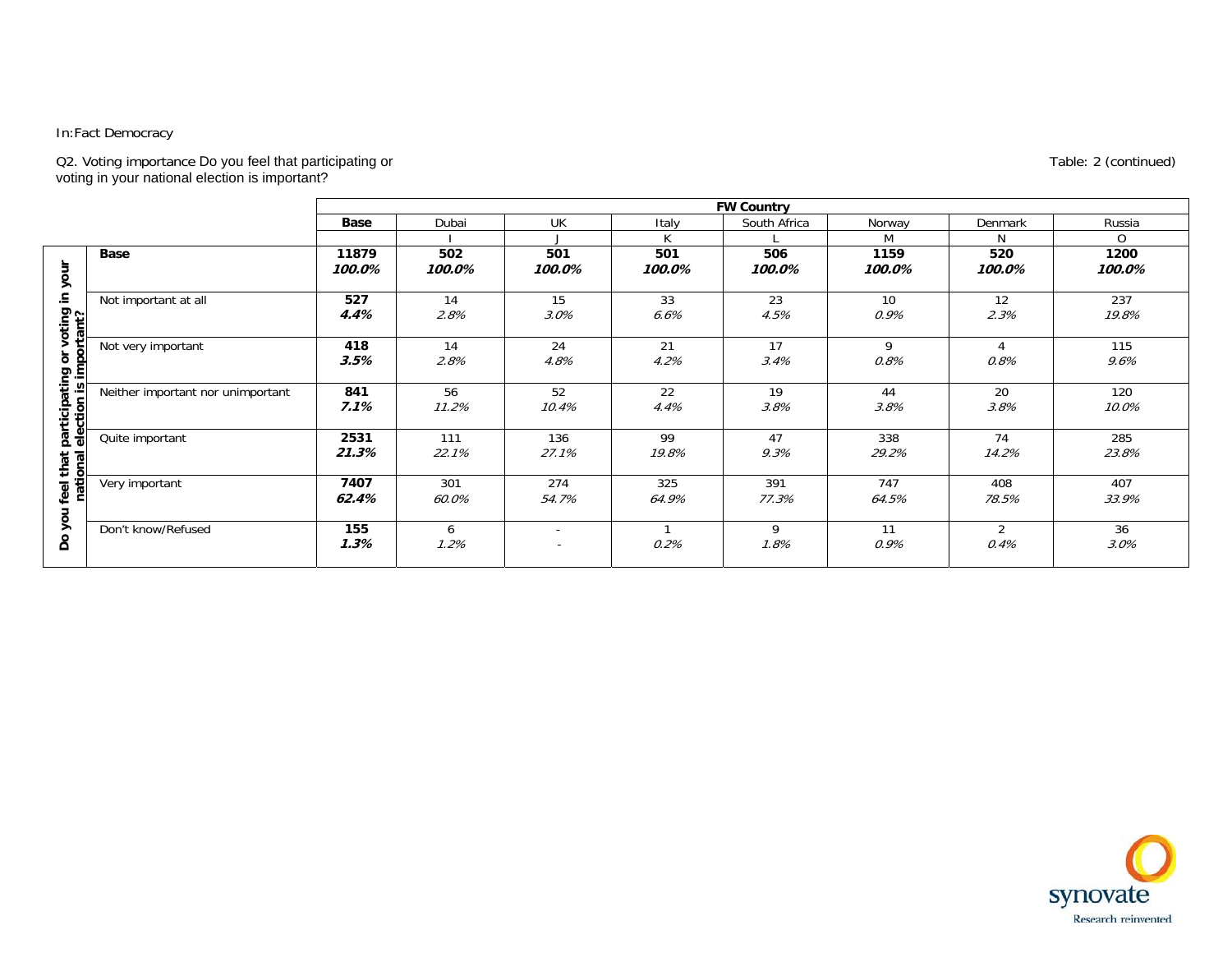In:Fact Democracy

Q2. Voting importance Do you feel that participating or voting in your national election is important?

Table: 2 (continued)

| | | FW Country | | | | | | | |
|---|---|---|---|---|---|---|---|---|---|
| | | Base | Dubai | UK | Italy | South Africa | Norway | Denmark | Russia |
| | | | I | J | K | L | M | N | O |
| Do you feel that participating or voting in your national election is important? | **Base** | **11879** ***100.0%*** | **502** ***100.0%*** | **501** ***100.0%*** | **501** ***100.0%*** | **506** ***100.0%*** | **1159** ***100.0%*** | **520** ***100.0%*** | **1200** ***100.0%*** |
| | Not important at all | **527** ***4.4%*** | 14 *2.8%* | 15 *3.0%* | 33 *6.6%* | 23 *4.5%* | 10 *0.9%* | 12 *2.3%* | 237 *19.8%* |
| | Not very important | **418** ***3.5%*** | 14 *2.8%* | 24 *4.8%* | 21 *4.2%* | 17 *3.4%* | 9 *0.8%* | 4 *0.8%* | 115 *9.6%* |
| | Neither important nor unimportant | **841** ***7.1%*** | 56 *11.2%* | 52 *10.4%* | 22 *4.4%* | 19 *3.8%* | 44 *3.8%* | 20 *3.8%* | 120 *10.0%* |
| | Quite important | **2531** ***21.3%*** | 111 *22.1%* | 136 *27.1%* | 99 *19.8%* | 47 *9.3%* | 338 *29.2%* | 74 *14.2%* | 285 *23.8%* |
| | Very important | **7407** ***62.4%*** | 301 *60.0%* | 274 *54.7%* | 325 *64.9%* | 391 *77.3%* | 747 *64.5%* | 408 *78.5%* | 407 *33.9%* |
| | Don't know/Refused | **155** ***1.3%*** | 6 *1.2%* | - - | 1 *0.2%* | 9 *1.8%* | 11 *0.9%* | 2 *0.4%* | 36 *3.0%* |

synovate
Research reinvented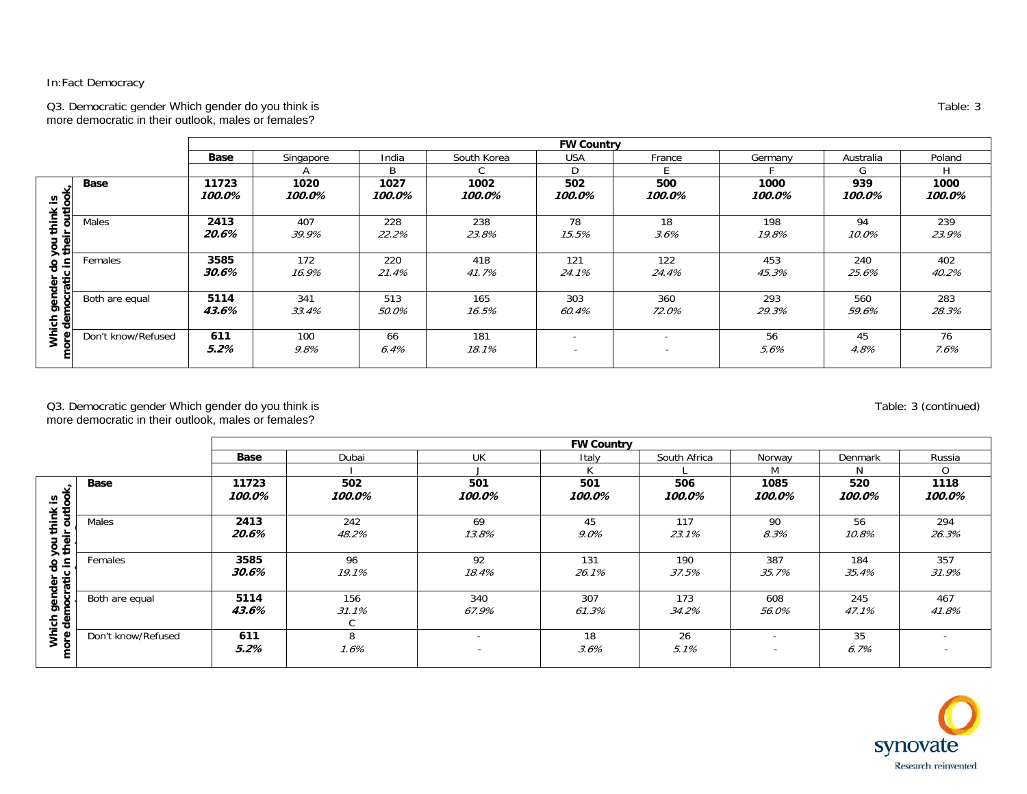In:Fact Democracy

Q3. Democratic gender Which gender do you think is more democratic in their outlook, males or females?

Table: 3

| Which gender do you think is more democratic in their outlook, | Base | Singapore | India | South Korea | USA | France | Germany | Australia | Poland |
|---|---|---|---|---|---|---|---|---|---|
| | | A | B | C | D | E | F | G | H |
| **Base** | **11723** **100.0%** | **1020** ***100.0%*** | **1027** ***100.0%*** | **1002** ***100.0%*** | **502** ***100.0%*** | **500** ***100.0%*** | **1000** ***100.0%*** | **939** ***100.0%*** | **1000** ***100.0%*** |
| Males | **2413** ***20.6%*** | 407 *39.9%* | 228 *22.2%* | 238 *23.8%* | 78 *15.5%* | 18 *3.6%* | 198 *19.8%* | 94 *10.0%* | 239 *23.9%* |
| Females | **3585** ***30.6%*** | 172 *16.9%* | 220 *21.4%* | 418 *41.7%* | 121 *24.1%* | 122 *24.4%* | 453 *45.3%* | 240 *25.6%* | 402 *40.2%* |
| Both are equal | **5114** ***43.6%*** | 341 *33.4%* | 513 *50.0%* | 165 *16.5%* | 303 *60.4%* | 360 *72.0%* | 293 *29.3%* | 560 *59.6%* | 283 *28.3%* |
| Don't know/Refused | **611** ***5.2%*** | 100 *9.8%* | 66 *6.4%* | 181 *18.1%* | - - | - - | 56 *5.6%* | 45 *4.8%* | 76 *7.6%* |

Q3. Democratic gender Which gender do you think is more democratic in their outlook, males or females?

Table: 3 (continued)

| Which gender do you think is more democratic in their outlook, | Base | Dubai | UK | Italy | South Africa | Norway | Denmark | Russia |
|---|---|---|---|---|---|---|---|---|
| | | I | J | K | L | M | N | O |
| **Base** | **11723** ***100.0%*** | **502** ***100.0%*** | **501** ***100.0%*** | **501** ***100.0%*** | **506** ***100.0%*** | **1085** ***100.0%*** | **520** ***100.0%*** | **1118** ***100.0%*** |
| Males | **2413** ***20.6%*** | 242 *48.2%* | 69 *13.8%* | 45 *9.0%* | 117 *23.1%* | 90 *8.3%* | 56 *10.8%* | 294 *26.3%* |
| Females | **3585** ***30.6%*** | 96 *19.1%* | 92 *18.4%* | 131 *26.1%* | 190 *37.5%* | 387 *35.7%* | 184 *35.4%* | 357 *31.9%* |
| Both are equal | **5114** ***43.6%*** | 156 *31.1%* C | 340 *67.9%* | 307 *61.3%* | 173 *34.2%* | 608 *56.0%* | 245 *47.1%* | 467 *41.8%* |
| Don't know/Refused | **611** ***5.2%*** | 8 *1.6%* | - - | 18 *3.6%* | 26 *5.1%* | - - | 35 *6.7%* | - - |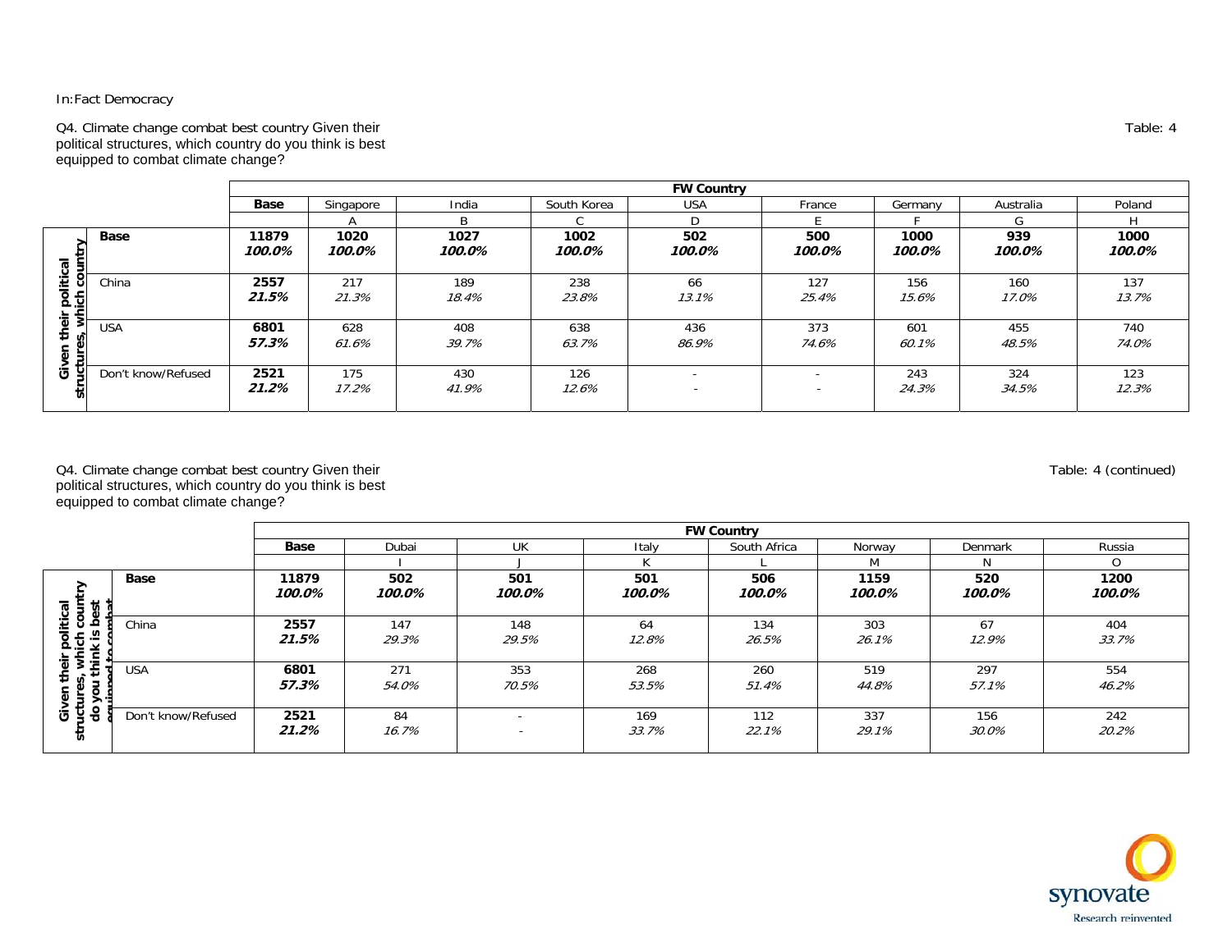In:Fact Democracy

Q4. Climate change combat best country Given their political structures, which country do you think is best equipped to combat climate change?

Table: 4

| Given their political structures, which country | | FW Country | | | | | | | | |
|---|---|---|---|---|---|---|---|---|---|---|
| | | **Base** | Singapore | India | South Korea | USA | France | Germany | Australia | Poland |
| | | | A | B | C | D | E | F | G | H |
| | **Base** | **11879** ***100.0%*** | **1020** ***100.0%*** | **1027** ***100.0%*** | **1002** ***100.0%*** | **502** ***100.0%*** | **500** ***100.0%*** | **1000** ***100.0%*** | **939** ***100.0%*** | **1000** ***100.0%*** |
| | China | **2557** ***21.5%*** | 217 *21.3%* | 189 *18.4%* | 238 *23.8%* | 66 *13.1%* | 127 *25.4%* | 156 *15.6%* | 160 *17.0%* | 137 *13.7%* |
| | USA | **6801** ***57.3%*** | 628 *61.6%* | 408 *39.7%* | 638 *63.7%* | 436 *86.9%* | 373 *74.6%* | 601 *60.1%* | 455 *48.5%* | 740 *74.0%* |
| | Don't know/Refused | **2521** ***21.2%*** | 175 *17.2%* | 430 *41.9%* | 126 *12.6%* | - - | - - | 243 *24.3%* | 324 *34.5%* | 123 *12.3%* |

Q4. Climate change combat best country Given their political structures, which country do you think is best equipped to combat climate change?

Table: 4 (continued)

| Given their political structures, which country do you think is best equipped to combat | | FW Country | | | | | | | |
|---|---|---|---|---|---|---|---|---|---|
| | | **Base** | Dubai | UK | Italy | South Africa | Norway | Denmark | Russia |
| | | | I | J | K | L | M | N | O |
| | **Base** | **11879** ***100.0%*** | **502** ***100.0%*** | **501** ***100.0%*** | **501** ***100.0%*** | **506** ***100.0%*** | **1159** ***100.0%*** | **520** ***100.0%*** | **1200** ***100.0%*** |
| | China | **2557** ***21.5%*** | 147 *29.3%* | 148 *29.5%* | 64 *12.8%* | 134 *26.5%* | 303 *26.1%* | 67 *12.9%* | 404 *33.7%* |
| | USA | **6801** ***57.3%*** | 271 *54.0%* | 353 *70.5%* | 268 *53.5%* | 260 *51.4%* | 519 *44.8%* | 297 *57.1%* | 554 *46.2%* |
| | Don't know/Refused | **2521** ***21.2%*** | 84 *16.7%* | - - | 169 *33.7%* | 112 *22.1%* | 337 *29.1%* | 156 *30.0%* | 242 *20.2%* |

synovate
Research reinvented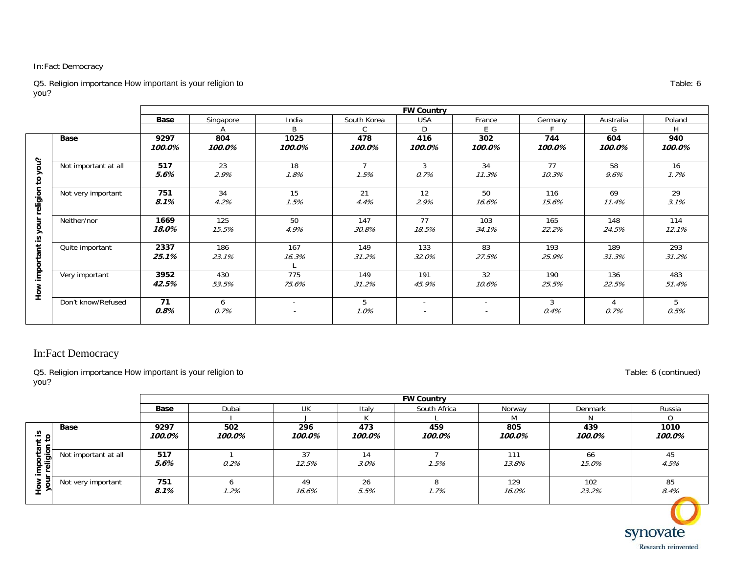In:Fact Democracy

Q5. Religion importance How important is your religion to you?

Table: 6

| How important is your religion to you? | Base | FW Country | | | | | | | |
|---|---|---|---|---|---|---|---|---|---|
| | | Singapore | India | South Korea | USA | France | Germany | Australia | Poland |
| | | A | B | C | D | E | F | G | H |
| **Base** | **9297** <br> ***100.0%*** | **804** <br> ***100.0%*** | **1025** <br> ***100.0%*** | **478** <br> ***100.0%*** | **416** <br> ***100.0%*** | **302** <br> ***100.0%*** | **744** <br> ***100.0%*** | **604** <br> ***100.0%*** | **940** <br> ***100.0%*** |
| Not important at all | **517** <br> ***5.6%*** | 23 <br> *2.9%* | 18 <br> *1.8%* | 7 <br> *1.5%* | 3 <br> *0.7%* | 34 <br> *11.3%* | 77 <br> *10.3%* | 58 <br> *9.6%* | 16 <br> *1.7%* |
| Not very important | **751** <br> ***8.1%*** | 34 <br> *4.2%* | 15 <br> *1.5%* | 21 <br> *4.4%* | 12 <br> *2.9%* | 50 <br> *16.6%* | 116 <br> *15.6%* | 69 <br> *11.4%* | 29 <br> *3.1%* |
| Neither/nor | **1669** <br> ***18.0%*** | 125 <br> *15.5%* | 50 <br> *4.9%* | 147 <br> *30.8%* | 77 <br> *18.5%* | 103 <br> *34.1%* | 165 <br> *22.2%* | 148 <br> *24.5%* | 114 <br> *12.1%* |
| Quite important | **2337** <br> ***25.1%*** | 186 <br> *23.1%* | 167 <br> *16.3%* <br> L | 149 <br> *31.2%* | 133 <br> *32.0%* | 83 <br> *27.5%* | 193 <br> *25.9%* | 189 <br> *31.3%* | 293 <br> *31.2%* |
| Very important | **3952** <br> ***42.5%*** | 430 <br> *53.5%* | 775 <br> *75.6%* | 149 <br> *31.2%* | 191 <br> *45.9%* | 32 <br> *10.6%* | 190 <br> *25.5%* | 136 <br> *22.5%* | 483 <br> *51.4%* |
| Don't know/Refused | **71** <br> ***0.8%*** | 6 <br> *0.7%* | - <br> - | 5 <br> *1.0%* | - <br> - | - <br> - | 3 <br> *0.4%* | 4 <br> *0.7%* | 5 <br> *0.5%* |

In:Fact Democracy

Q5. Religion importance How important is your religion to you?

Table: 6 (continued)

| How important is your religion to you? | Base | FW Country | | | | | | |
|---|---|---|---|---|---|---|---|---|
| | | Dubai | UK | Italy | South Africa | Norway | Denmark | Russia |
| | | I | J | K | L | M | N | O |
| **Base** | **9297** <br> ***100.0%*** | **502** <br> ***100.0%*** | **296** <br> ***100.0%*** | **473** <br> ***100.0%*** | **459** <br> ***100.0%*** | **805** <br> ***100.0%*** | **439** <br> ***100.0%*** | **1010** <br> ***100.0%*** |
| Not important at all | **517** <br> ***5.6%*** | 1 <br> *0.2%* | 37 <br> *12.5%* | 14 <br> *3.0%* | 7 <br> *1.5%* | 111 <br> *13.8%* | 66 <br> *15.0%* | 45 <br> *4.5%* |
| Not very important | **751** <br> ***8.1%*** | 6 <br> *1.2%* | 49 <br> *16.6%* | 26 <br> *5.5%* | 8 <br> *1.7%* | 129 <br> *16.0%* | 102 <br> *23.2%* | 85 <br> *8.4%* |

synovate
Research reinvented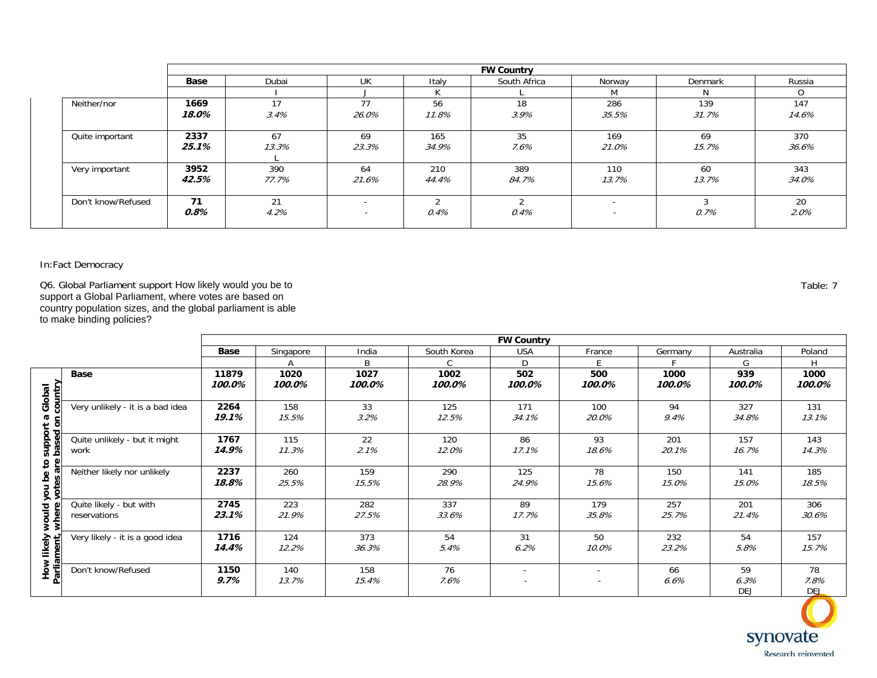| | Base | Dubai | UK | Italy | South Africa | Norway | Denmark | Russia |
|---|---|---|---|---|---|---|---|---|
| | | **FW Country** | | | | | | |
| | | I | J | K | L | M | N | O |
| Neither/nor | **1669** *18.0%* | 17 *3.4%* | 77 *26.0%* | 56 *11.8%* | 18 *3.9%* | 286 *35.5%* | 139 *31.7%* | 147 *14.6%* |
| Quite important | **2337** *25.1%* | 67 *13.3%* L | 69 *23.3%* | 165 *34.9%* | 35 *7.6%* | 169 *21.0%* | 69 *15.7%* | 370 *36.6%* |
| Very important | **3952** *42.5%* | 390 *77.7%* | 64 *21.6%* | 210 *44.4%* | 389 *84.7%* | 110 *13.7%* | 60 *13.7%* | 343 *34.0%* |
| Don't know/Refused | **71** *0.8%* | 21 *4.2%* | - - | 2 *0.4%* | 2 *0.4%* | - - | 3 *0.7%* | 20 *2.0%* |

In:Fact Democracy

Q6. Global Parliament support How likely would you be to support a Global Parliament, where votes are based on country population sizes, and the global parliament is able to make binding policies?

Table: 7

| How likely would you be to support a Global Parliament, where votes are based on country | Base | Singapore | India | South Korea | USA | France | Germany | Australia | Poland |
|---|---|---|---|---|---|---|---|---|---|
| | | **FW Country** | | | | | | | |
| | | A | B | C | D | E | F | G | H |
| **Base** | **11879** ***100.0%*** | **1020** ***100.0%*** | **1027** ***100.0%*** | **1002** ***100.0%*** | **502** ***100.0%*** | **500** ***100.0%*** | **1000** ***100.0%*** | **939** ***100.0%*** | **1000** ***100.0%*** |
| Very unlikely - it is a bad idea | **2264** *19.1%* | 158 *15.5%* | 33 *3.2%* | 125 *12.5%* | 171 *34.1%* | 100 *20.0%* | 94 *9.4%* | 327 *34.8%* | 131 *13.1%* |
| Quite unlikely - but it might work | **1767** *14.9%* | 115 *11.3%* | 22 *2.1%* | 120 *12.0%* | 86 *17.1%* | 93 *18.6%* | 201 *20.1%* | 157 *16.7%* | 143 *14.3%* |
| Neither likely nor unlikely | **2237** *18.8%* | 260 *25.5%* | 159 *15.5%* | 290 *28.9%* | 125 *24.9%* | 78 *15.6%* | 150 *15.0%* | 141 *15.0%* | 185 *18.5%* |
| Quite likely - but with reservations | **2745** *23.1%* | 223 *21.9%* | 282 *27.5%* | 337 *33.6%* | 89 *17.7%* | 179 *35.8%* | 257 *25.7%* | 201 *21.4%* | 306 *30.6%* |
| Very likely - it is a good idea | **1716** *14.4%* | 124 *12.2%* | 373 *36.3%* | 54 *5.4%* | 31 *6.2%* | 50 *10.0%* | 232 *23.2%* | 54 *5.8%* | 157 *15.7%* |
| Don't know/Refused | **1150** *9.7%* | 140 *13.7%* | 158 *15.4%* | 76 *7.6%* | - - | - - | 66 *6.6%* | 59 *6.3%* DEJ | 78 *7.8%* DEJ |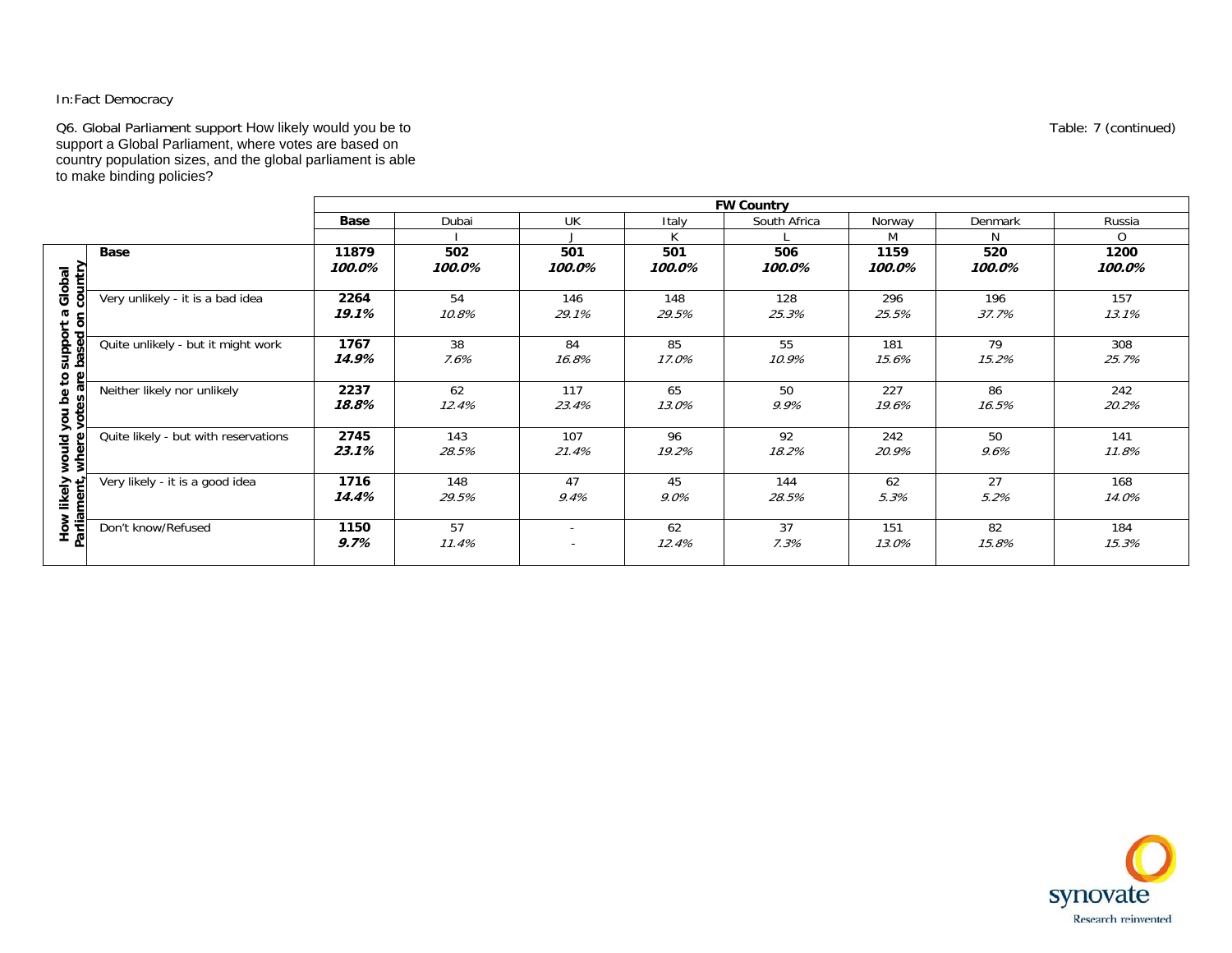In:Fact Democracy

Q6. Global Parliament support How likely would you be to support a Global Parliament, where votes are based on country population sizes, and the global parliament is able to make binding policies?

Table: 7 (continued)

| How likely would you be to support a Global Parliament, where votes are based on country | | FW Country | | | | | | | |
|---|---|---|---|---|---|---|---|---|---|
| | | Base | Dubai | UK | Italy | South Africa | Norway | Denmark | Russia |
| | | | I | J | K | L | M | N | O |
| | **Base** | **11879**<br>***100.0%*** | **502**<br>***100.0%*** | **501**<br>***100.0%*** | **501**<br>***100.0%*** | **506**<br>***100.0%*** | **1159**<br>***100.0%*** | **520**<br>***100.0%*** | **1200**<br>***100.0%*** |
| | Very unlikely - it is a bad idea | **2264**<br>***19.1%*** | 54<br>*10.8%* | 146<br>*29.1%* | 148<br>*29.5%* | 128<br>*25.3%* | 296<br>*25.5%* | 196<br>*37.7%* | 157<br>*13.1%* |
| | Quite unlikely - but it might work | **1767**<br>***14.9%*** | 38<br>*7.6%* | 84<br>*16.8%* | 85<br>*17.0%* | 55<br>*10.9%* | 181<br>*15.6%* | 79<br>*15.2%* | 308<br>*25.7%* |
| | Neither likely nor unlikely | **2237**<br>***18.8%*** | 62<br>*12.4%* | 117<br>*23.4%* | 65<br>*13.0%* | 50<br>*9.9%* | 227<br>*19.6%* | 86<br>*16.5%* | 242<br>*20.2%* |
| | Quite likely - but with reservations | **2745**<br>***23.1%*** | 143<br>*28.5%* | 107<br>*21.4%* | 96<br>*19.2%* | 92<br>*18.2%* | 242<br>*20.9%* | 50<br>*9.6%* | 141<br>*11.8%* |
| | Very likely - it is a good idea | **1716**<br>***14.4%*** | 148<br>*29.5%* | 47<br>*9.4%* | 45<br>*9.0%* | 144<br>*28.5%* | 62<br>*5.3%* | 27<br>*5.2%* | 168<br>*14.0%* |
| | Don't know/Refused | **1150**<br>***9.7%*** | 57<br>*11.4%* | -<br>- | 62<br>*12.4%* | 37<br>*7.3%* | 151<br>*13.0%* | 82<br>*15.8%* | 184<br>*15.3%* |

synovate
Research reinvented